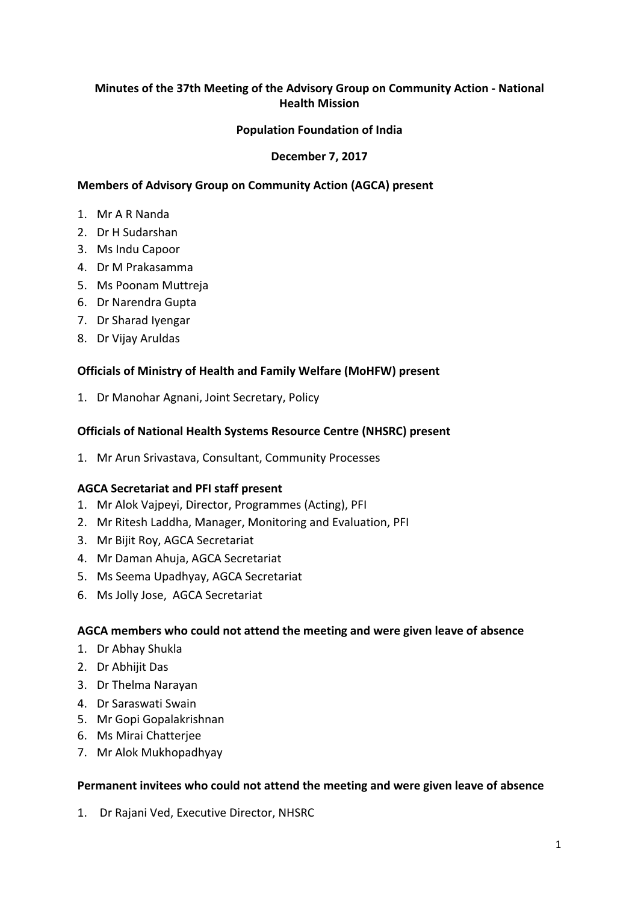# Minutes of the 37th Meeting of the Advisory Group on Community Action - National Health Mission

**Population Foundation of India**

**December 7, 2017**

### Members of Advisory Group on Community Action (AGCA) present

1. Mr A R Nanda
2. Dr H Sudarshan
3. Ms Indu Capoor
4. Dr M Prakasamma
5. Ms Poonam Muttreja
6. Dr Narendra Gupta
7. Dr Sharad Iyengar
8. Dr Vijay Aruldas

### Officials of Ministry of Health and Family Welfare (MoHFW) present

1. Dr Manohar Agnani, Joint Secretary, Policy

### Officials of National Health Systems Resource Centre (NHSRC) present

1. Mr Arun Srivastava, Consultant, Community Processes

### AGCA Secretariat and PFI staff present

1. Mr Alok Vajpeyi, Director, Programmes (Acting), PFI
2. Mr Ritesh Laddha, Manager, Monitoring and Evaluation, PFI
3. Mr Bijit Roy, AGCA Secretariat
4. Mr Daman Ahuja, AGCA Secretariat
5. Ms Seema Upadhyay, AGCA Secretariat
6. Ms Jolly Jose, AGCA Secretariat

### AGCA members who could not attend the meeting and were given leave of absence

1. Dr Abhay Shukla
2. Dr Abhijit Das
3. Dr Thelma Narayan
4. Dr Saraswati Swain
5. Mr Gopi Gopalakrishnan
6. Ms Mirai Chatterjee
7. Mr Alok Mukhopadhyay

### Permanent invitees who could not attend the meeting and were given leave of absence

1. Dr Rajani Ved, Executive Director, NHSRC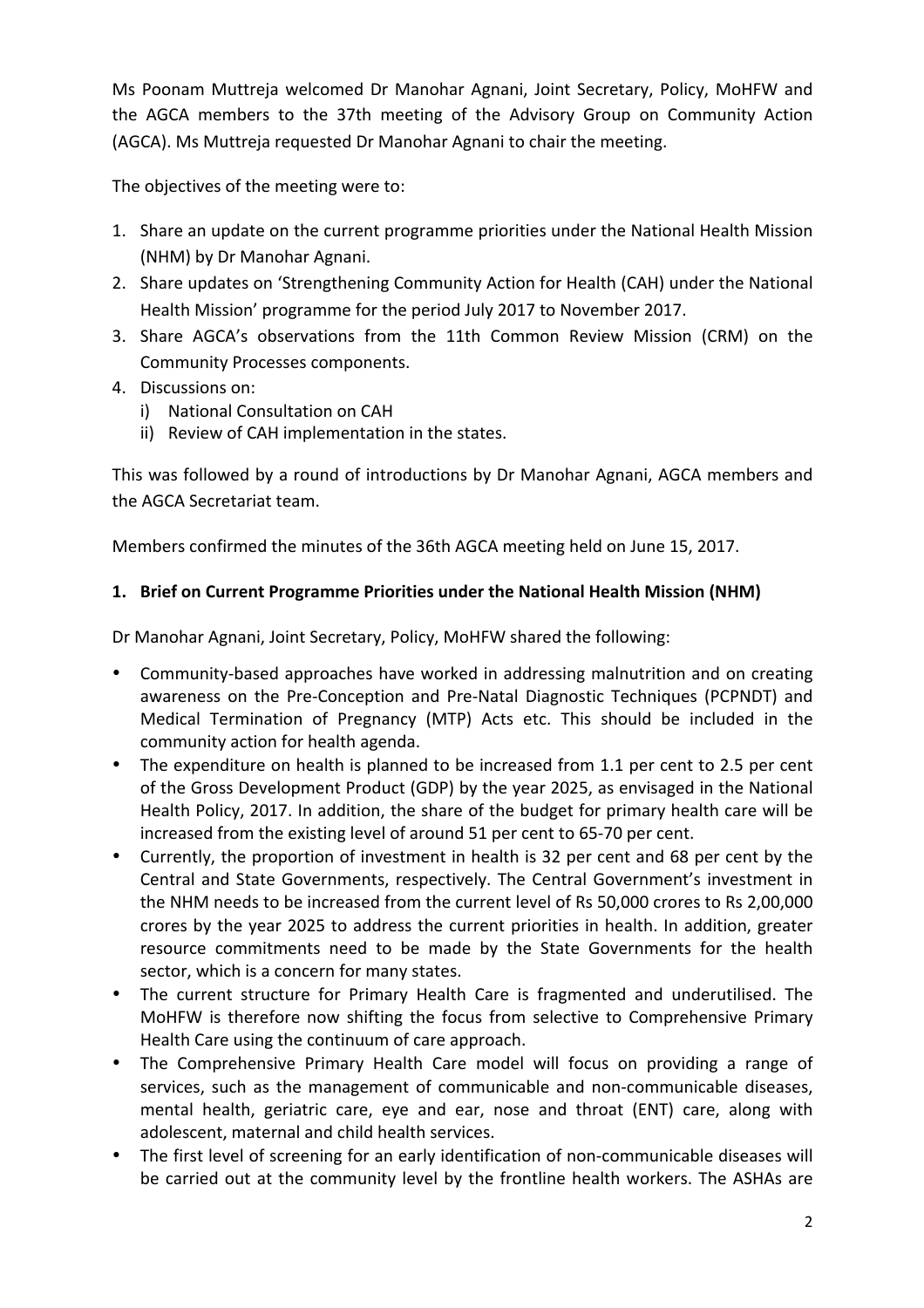Ms Poonam Muttreja welcomed Dr Manohar Agnani, Joint Secretary, Policy, MoHFW and the AGCA members to the 37th meeting of the Advisory Group on Community Action (AGCA). Ms Muttreja requested Dr Manohar Agnani to chair the meeting.

The objectives of the meeting were to:

1. Share an update on the current programme priorities under the National Health Mission (NHM) by Dr Manohar Agnani.
2. Share updates on 'Strengthening Community Action for Health (CAH) under the National Health Mission' programme for the period July 2017 to November 2017.
3. Share AGCA's observations from the 11th Common Review Mission (CRM) on the Community Processes components.
4. Discussions on:
   i) National Consultation on CAH
   ii) Review of CAH implementation in the states.

This was followed by a round of introductions by Dr Manohar Agnani, AGCA members and the AGCA Secretariat team.

Members confirmed the minutes of the 36th AGCA meeting held on June 15, 2017.

## 1. Brief on Current Programme Priorities under the National Health Mission (NHM)

Dr Manohar Agnani, Joint Secretary, Policy, MoHFW shared the following:

- Community-based approaches have worked in addressing malnutrition and on creating awareness on the Pre-Conception and Pre-Natal Diagnostic Techniques (PCPNDT) and Medical Termination of Pregnancy (MTP) Acts etc. This should be included in the community action for health agenda.
- The expenditure on health is planned to be increased from 1.1 per cent to 2.5 per cent of the Gross Development Product (GDP) by the year 2025, as envisaged in the National Health Policy, 2017. In addition, the share of the budget for primary health care will be increased from the existing level of around 51 per cent to 65-70 per cent.
- Currently, the proportion of investment in health is 32 per cent and 68 per cent by the Central and State Governments, respectively. The Central Government's investment in the NHM needs to be increased from the current level of Rs 50,000 crores to Rs 2,00,000 crores by the year 2025 to address the current priorities in health. In addition, greater resource commitments need to be made by the State Governments for the health sector, which is a concern for many states.
- The current structure for Primary Health Care is fragmented and underutilised. The MoHFW is therefore now shifting the focus from selective to Comprehensive Primary Health Care using the continuum of care approach.
- The Comprehensive Primary Health Care model will focus on providing a range of services, such as the management of communicable and non-communicable diseases, mental health, geriatric care, eye and ear, nose and throat (ENT) care, along with adolescent, maternal and child health services.
- The first level of screening for an early identification of non-communicable diseases will be carried out at the community level by the frontline health workers. The ASHAs are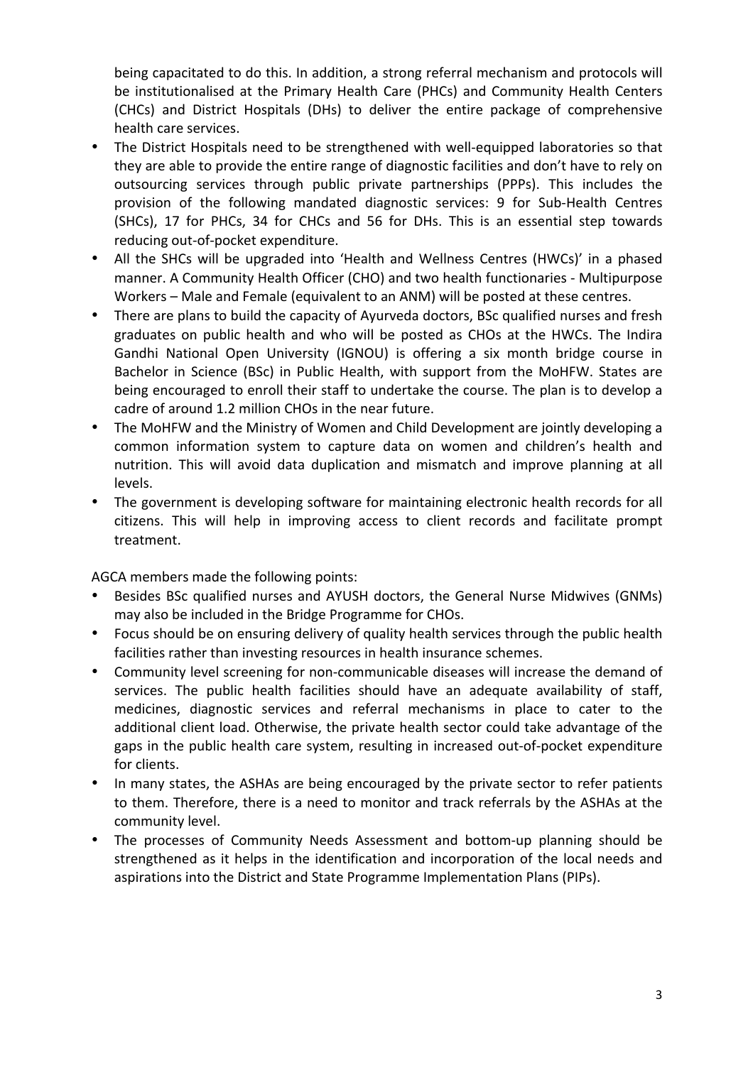being capacitated to do this. In addition, a strong referral mechanism and protocols will be institutionalised at the Primary Health Care (PHCs) and Community Health Centers (CHCs) and District Hospitals (DHs) to deliver the entire package of comprehensive health care services.

- The District Hospitals need to be strengthened with well-equipped laboratories so that they are able to provide the entire range of diagnostic facilities and don't have to rely on outsourcing services through public private partnerships (PPPs). This includes the provision of the following mandated diagnostic services: 9 for Sub-Health Centres (SHCs), 17 for PHCs, 34 for CHCs and 56 for DHs. This is an essential step towards reducing out-of-pocket expenditure.
- All the SHCs will be upgraded into 'Health and Wellness Centres (HWCs)' in a phased manner. A Community Health Officer (CHO) and two health functionaries - Multipurpose Workers – Male and Female (equivalent to an ANM) will be posted at these centres.
- There are plans to build the capacity of Ayurveda doctors, BSc qualified nurses and fresh graduates on public health and who will be posted as CHOs at the HWCs. The Indira Gandhi National Open University (IGNOU) is offering a six month bridge course in Bachelor in Science (BSc) in Public Health, with support from the MoHFW. States are being encouraged to enroll their staff to undertake the course. The plan is to develop a cadre of around 1.2 million CHOs in the near future.
- The MoHFW and the Ministry of Women and Child Development are jointly developing a common information system to capture data on women and children's health and nutrition. This will avoid data duplication and mismatch and improve planning at all levels.
- The government is developing software for maintaining electronic health records for all citizens. This will help in improving access to client records and facilitate prompt treatment.

AGCA members made the following points:

- Besides BSc qualified nurses and AYUSH doctors, the General Nurse Midwives (GNMs) may also be included in the Bridge Programme for CHOs.
- Focus should be on ensuring delivery of quality health services through the public health facilities rather than investing resources in health insurance schemes.
- Community level screening for non-communicable diseases will increase the demand of services. The public health facilities should have an adequate availability of staff, medicines, diagnostic services and referral mechanisms in place to cater to the additional client load. Otherwise, the private health sector could take advantage of the gaps in the public health care system, resulting in increased out-of-pocket expenditure for clients.
- In many states, the ASHAs are being encouraged by the private sector to refer patients to them. Therefore, there is a need to monitor and track referrals by the ASHAs at the community level.
- The processes of Community Needs Assessment and bottom-up planning should be strengthened as it helps in the identification and incorporation of the local needs and aspirations into the District and State Programme Implementation Plans (PIPs).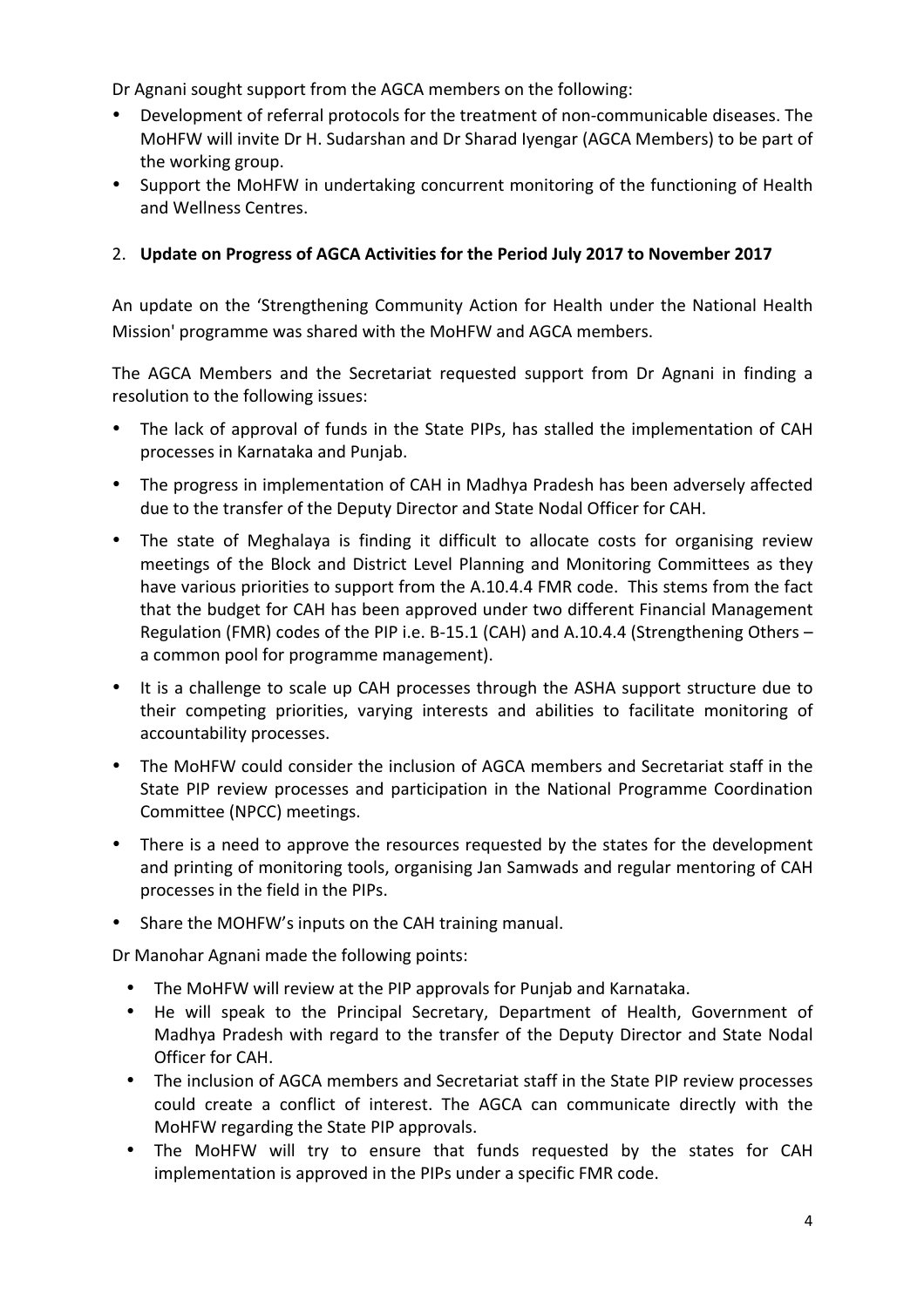Dr Agnani sought support from the AGCA members on the following:

- Development of referral protocols for the treatment of non-communicable diseases. The MoHFW will invite Dr H. Sudarshan and Dr Sharad Iyengar (AGCA Members) to be part of the working group.
- Support the MoHFW in undertaking concurrent monitoring of the functioning of Health and Wellness Centres.

## 2. **Update on Progress of AGCA Activities for the Period July 2017 to November 2017**

An update on the 'Strengthening Community Action for Health under the National Health Mission' programme was shared with the MoHFW and AGCA members.

The AGCA Members and the Secretariat requested support from Dr Agnani in finding a resolution to the following issues:

- The lack of approval of funds in the State PIPs, has stalled the implementation of CAH processes in Karnataka and Punjab.
- The progress in implementation of CAH in Madhya Pradesh has been adversely affected due to the transfer of the Deputy Director and State Nodal Officer for CAH.
- The state of Meghalaya is finding it difficult to allocate costs for organising review meetings of the Block and District Level Planning and Monitoring Committees as they have various priorities to support from the A.10.4.4 FMR code. This stems from the fact that the budget for CAH has been approved under two different Financial Management Regulation (FMR) codes of the PIP i.e. B-15.1 (CAH) and A.10.4.4 (Strengthening Others – a common pool for programme management).
- It is a challenge to scale up CAH processes through the ASHA support structure due to their competing priorities, varying interests and abilities to facilitate monitoring of accountability processes.
- The MoHFW could consider the inclusion of AGCA members and Secretariat staff in the State PIP review processes and participation in the National Programme Coordination Committee (NPCC) meetings.
- There is a need to approve the resources requested by the states for the development and printing of monitoring tools, organising Jan Samwads and regular mentoring of CAH processes in the field in the PIPs.
- Share the MOHFW's inputs on the CAH training manual.

Dr Manohar Agnani made the following points:

- The MoHFW will review at the PIP approvals for Punjab and Karnataka.
- He will speak to the Principal Secretary, Department of Health, Government of Madhya Pradesh with regard to the transfer of the Deputy Director and State Nodal Officer for CAH.
- The inclusion of AGCA members and Secretariat staff in the State PIP review processes could create a conflict of interest. The AGCA can communicate directly with the MoHFW regarding the State PIP approvals.
- The MoHFW will try to ensure that funds requested by the states for CAH implementation is approved in the PIPs under a specific FMR code.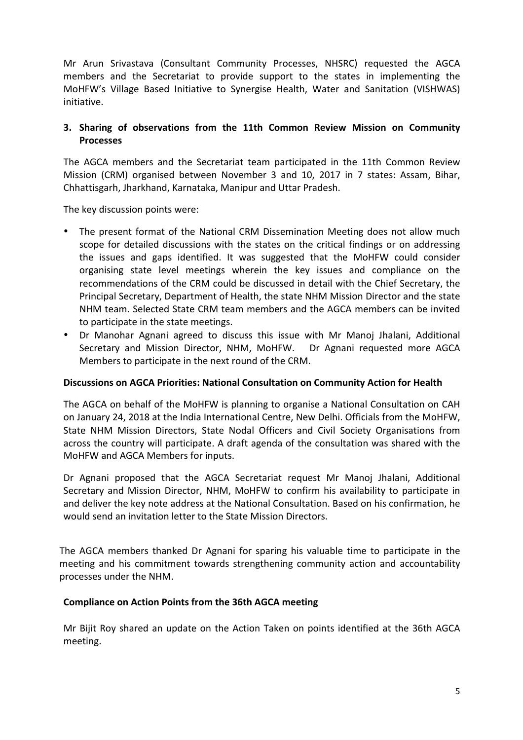Mr Arun Srivastava (Consultant Community Processes, NHSRC) requested the AGCA members and the Secretariat to provide support to the states in implementing the MoHFW's Village Based Initiative to Synergise Health, Water and Sanitation (VISHWAS) initiative.

### 3. Sharing of observations from the 11th Common Review Mission on Community Processes

The AGCA members and the Secretariat team participated in the 11th Common Review Mission (CRM) organised between November 3 and 10, 2017 in 7 states: Assam, Bihar, Chhattisgarh, Jharkhand, Karnataka, Manipur and Uttar Pradesh.

The key discussion points were:

- The present format of the National CRM Dissemination Meeting does not allow much scope for detailed discussions with the states on the critical findings or on addressing the issues and gaps identified. It was suggested that the MoHFW could consider organising state level meetings wherein the key issues and compliance on the recommendations of the CRM could be discussed in detail with the Chief Secretary, the Principal Secretary, Department of Health, the state NHM Mission Director and the state NHM team. Selected State CRM team members and the AGCA members can be invited to participate in the state meetings.
- Dr Manohar Agnani agreed to discuss this issue with Mr Manoj Jhalani, Additional Secretary and Mission Director, NHM, MoHFW. Dr Agnani requested more AGCA Members to participate in the next round of the CRM.

**Discussions on AGCA Priorities: National Consultation on Community Action for Health**

The AGCA on behalf of the MoHFW is planning to organise a National Consultation on CAH on January 24, 2018 at the India International Centre, New Delhi. Officials from the MoHFW, State NHM Mission Directors, State Nodal Officers and Civil Society Organisations from across the country will participate. A draft agenda of the consultation was shared with the MoHFW and AGCA Members for inputs.

Dr Agnani proposed that the AGCA Secretariat request Mr Manoj Jhalani, Additional Secretary and Mission Director, NHM, MoHFW to confirm his availability to participate in and deliver the key note address at the National Consultation. Based on his confirmation, he would send an invitation letter to the State Mission Directors.

The AGCA members thanked Dr Agnani for sparing his valuable time to participate in the meeting and his commitment towards strengthening community action and accountability processes under the NHM.

**Compliance on Action Points from the 36th AGCA meeting**

Mr Bijit Roy shared an update on the Action Taken on points identified at the 36th AGCA meeting.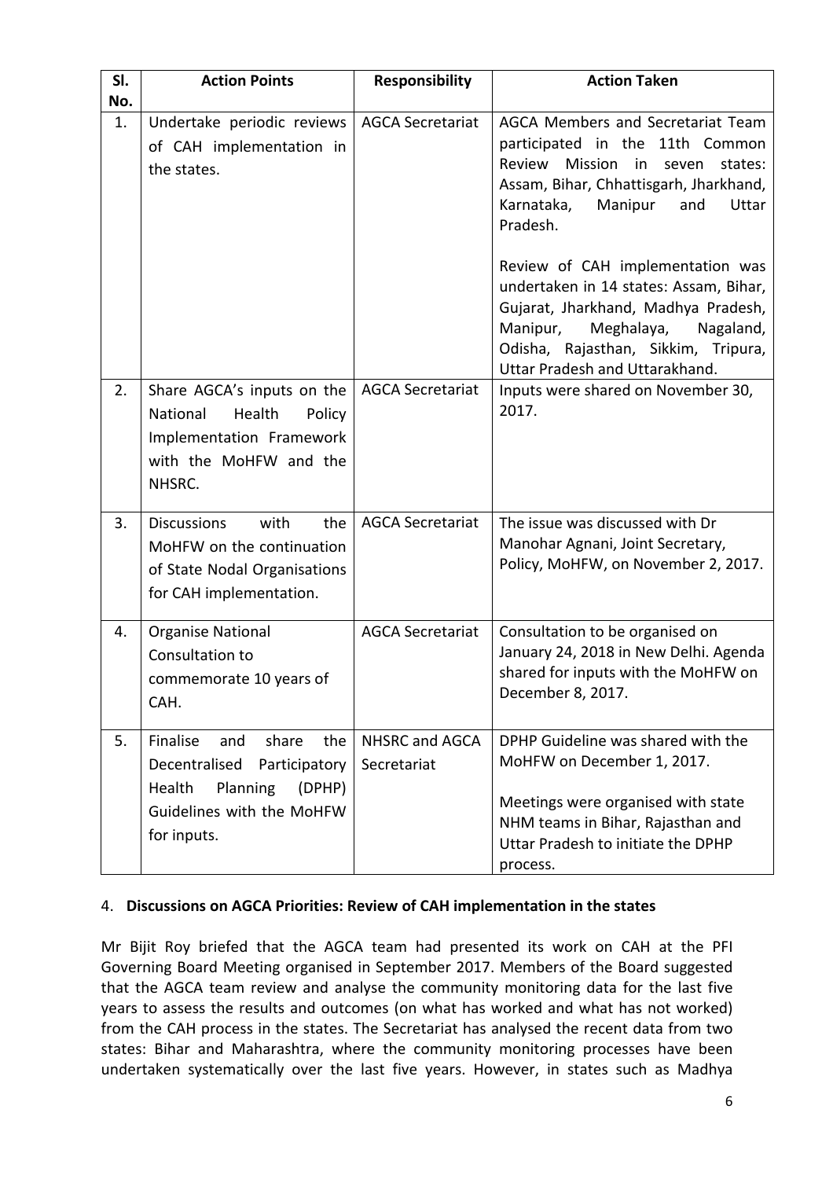| Sl. No. | Action Points | Responsibility | Action Taken |
|---|---|---|---|
| 1. | Undertake periodic reviews of CAH implementation in the states. | AGCA Secretariat | AGCA Members and Secretariat Team participated in the 11th Common Review Mission in seven states: Assam, Bihar, Chhattisgarh, Jharkhand, Karnataka, Manipur and Uttar Pradesh.<br><br>Review of CAH implementation was undertaken in 14 states: Assam, Bihar, Gujarat, Jharkhand, Madhya Pradesh, Manipur, Meghalaya, Nagaland, Odisha, Rajasthan, Sikkim, Tripura, Uttar Pradesh and Uttarakhand. |
| 2. | Share AGCA's inputs on the National Health Policy Implementation Framework with the MoHFW and the NHSRC. | AGCA Secretariat | Inputs were shared on November 30, 2017. |
| 3. | Discussions with the MoHFW on the continuation of State Nodal Organisations for CAH implementation. | AGCA Secretariat | The issue was discussed with Dr Manohar Agnani, Joint Secretary, Policy, MoHFW, on November 2, 2017. |
| 4. | Organise National Consultation to commemorate 10 years of CAH. | AGCA Secretariat | Consultation to be organised on January 24, 2018 in New Delhi. Agenda shared for inputs with the MoHFW on December 8, 2017. |
| 5. | Finalise and share the Decentralised Participatory Health Planning (DPHP) Guidelines with the MoHFW for inputs. | NHSRC and AGCA Secretariat | DPHP Guideline was shared with the MoHFW on December 1, 2017.<br><br>Meetings were organised with state NHM teams in Bihar, Rajasthan and Uttar Pradesh to initiate the DPHP process. |

4. **Discussions on AGCA Priorities: Review of CAH implementation in the states**

Mr Bijit Roy briefed that the AGCA team had presented its work on CAH at the PFI Governing Board Meeting organised in September 2017. Members of the Board suggested that the AGCA team review and analyse the community monitoring data for the last five years to assess the results and outcomes (on what has worked and what has not worked) from the CAH process in the states. The Secretariat has analysed the recent data from two states: Bihar and Maharashtra, where the community monitoring processes have been undertaken systematically over the last five years. However, in states such as Madhya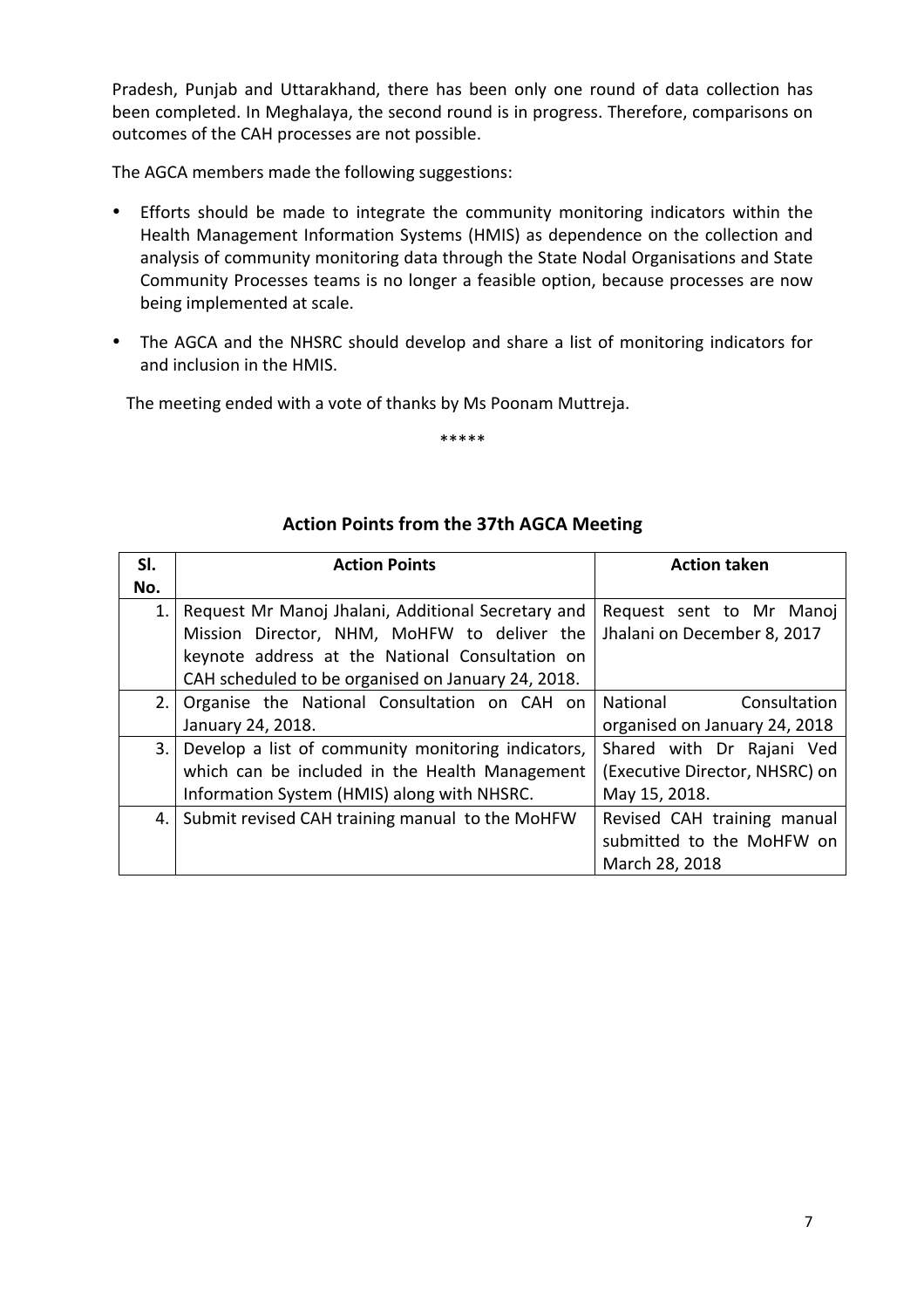Pradesh, Punjab and Uttarakhand, there has been only one round of data collection has been completed. In Meghalaya, the second round is in progress. Therefore, comparisons on outcomes of the CAH processes are not possible.

The AGCA members made the following suggestions:

- Efforts should be made to integrate the community monitoring indicators within the Health Management Information Systems (HMIS) as dependence on the collection and analysis of community monitoring data through the State Nodal Organisations and State Community Processes teams is no longer a feasible option, because processes are now being implemented at scale.
- The AGCA and the NHSRC should develop and share a list of monitoring indicators for and inclusion in the HMIS.

The meeting ended with a vote of thanks by Ms Poonam Muttreja.

*****

## Action Points from the 37th AGCA Meeting

| Sl. No. | Action Points | Action taken |
|---|---|---|
| 1. | Request Mr Manoj Jhalani, Additional Secretary and Mission Director, NHM, MoHFW to deliver the keynote address at the National Consultation on CAH scheduled to be organised on January 24, 2018. | Request sent to Mr Manoj Jhalani on December 8, 2017 |
| 2. | Organise the National Consultation on CAH on January 24, 2018. | National Consultation organised on January 24, 2018 |
| 3. | Develop a list of community monitoring indicators, which can be included in the Health Management Information System (HMIS) along with NHSRC. | Shared with Dr Rajani Ved (Executive Director, NHSRC) on May 15, 2018. |
| 4. | Submit revised CAH training manual to the MoHFW | Revised CAH training manual submitted to the MoHFW on March 28, 2018 |